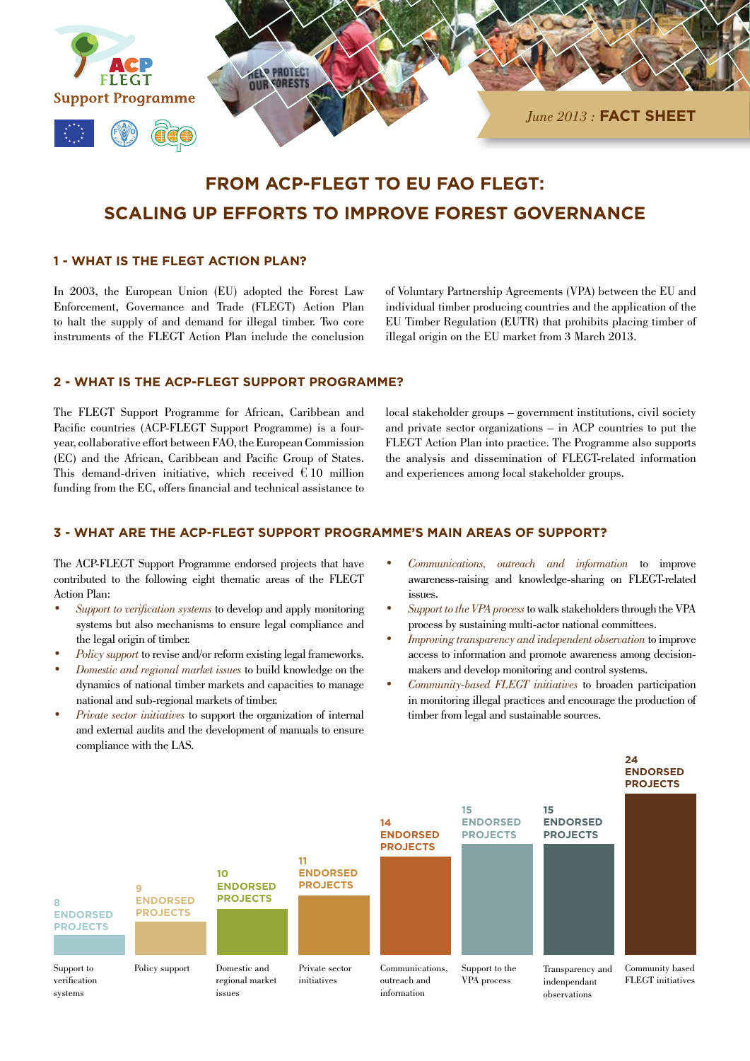ACP FLEGT Support Programme

*June 2013 :* **FACT SHEET**

# FROM ACP-FLEGT TO EU FAO FLEGT: SCALING UP EFFORTS TO IMPROVE FOREST GOVERNANCE

## 1 - WHAT IS THE FLEGT ACTION PLAN?

In 2003, the European Union (EU) adopted the Forest Law Enforcement, Governance and Trade (FLEGT) Action Plan to halt the supply of and demand for illegal timber. Two core instruments of the FLEGT Action Plan include the conclusion of Voluntary Partnership Agreements (VPA) between the EU and individual timber producing countries and the application of the EU Timber Regulation (EUTR) that prohibits placing timber of illegal origin on the EU market from 3 March 2013.

## 2 - WHAT IS THE ACP-FLEGT SUPPORT PROGRAMME?

The FLEGT Support Programme for African, Caribbean and Pacific countries (ACP-FLEGT Support Programme) is a four-year, collaborative effort between FAO, the European Commission (EC) and the African, Caribbean and Pacific Group of States. This demand-driven initiative, which received € 10 million funding from the EC, offers financial and technical assistance to local stakeholder groups – government institutions, civil society and private sector organizations – in ACP countries to put the FLEGT Action Plan into practice. The Programme also supports the analysis and dissemination of FLEGT-related information and experiences among local stakeholder groups.

## 3 - WHAT ARE THE ACP-FLEGT SUPPORT PROGRAMME'S MAIN AREAS OF SUPPORT?

The ACP-FLEGT Support Programme endorsed projects that have contributed to the following eight thematic areas of the FLEGT Action Plan:

- *Support to verification systems* to develop and apply monitoring systems but also mechanisms to ensure legal compliance and the legal origin of timber.
- *Policy support* to revise and/or reform existing legal frameworks.
- *Domestic and regional market issues* to build knowledge on the dynamics of national timber markets and capacities to manage national and sub-regional markets of timber.
- *Private sector initiatives* to support the organization of internal and external audits and the development of manuals to ensure compliance with the LAS.
- *Communications, outreach and information* to improve awareness-raising and knowledge-sharing on FLEGT-related issues.
- *Support to the VPA process* to walk stakeholders through the VPA process by sustaining multi-actor national committees.
- *Improving transparency and independent observation* to improve access to information and promote awareness among decision-makers and develop monitoring and control systems.
- *Community-based FLEGT initiatives* to broaden participation in monitoring illegal practices and encourage the production of timber from legal and sustainable sources.

| Thematic area | Endorsed projects |
|---|---|
| Support to verification systems | 8 |
| Policy support | 9 |
| Domestic and regional market issues | 10 |
| Private sector initiatives | 11 |
| Communications, outreach and information | 14 |
| Support to the VPA process | 15 |
| Transparency and indenpendant observations | 15 |
| Community based FLEGT initiatives | 24 |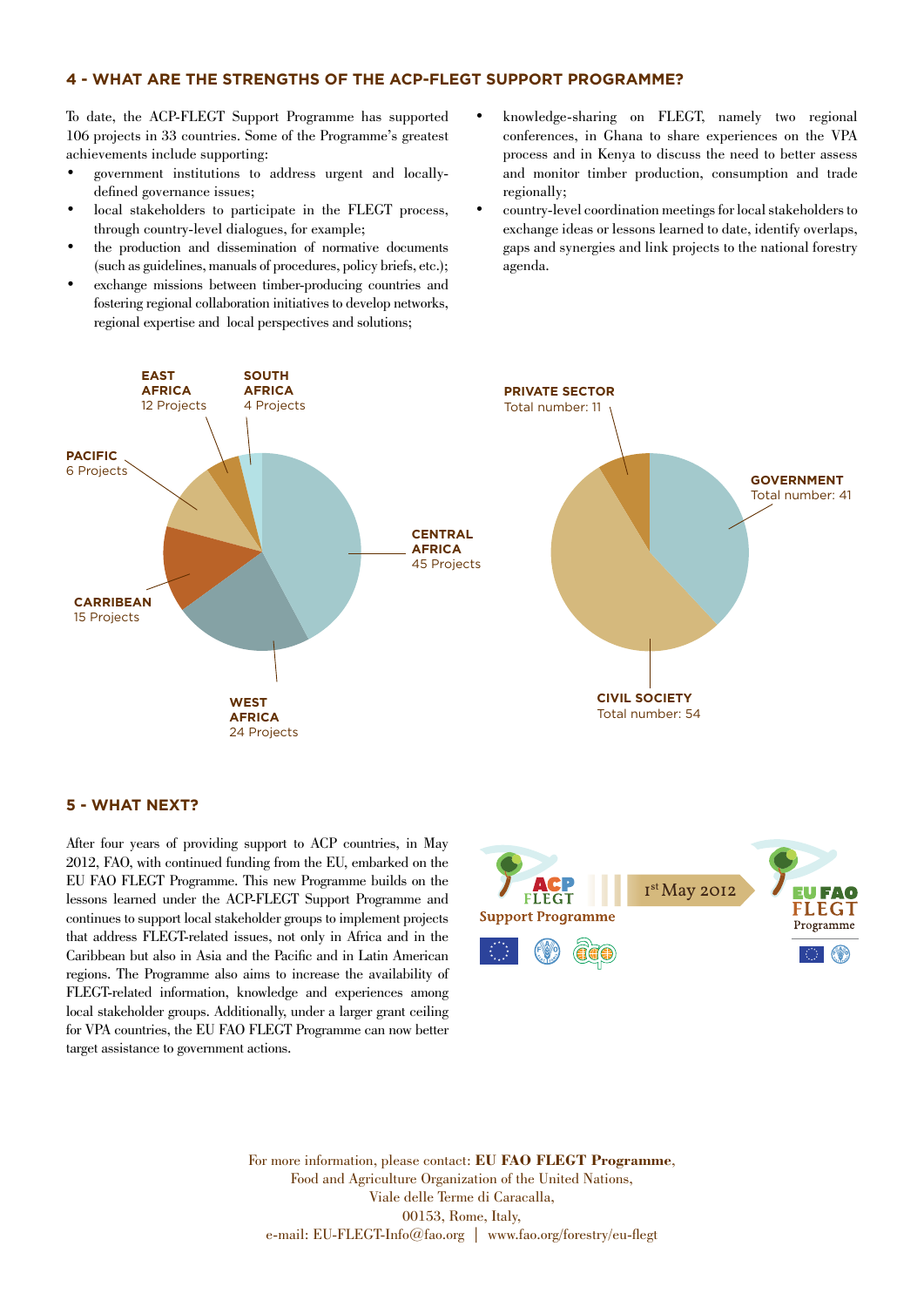## 4 - WHAT ARE THE STRENGTHS OF THE ACP-FLEGT SUPPORT PROGRAMME?

To date, the ACP-FLEGT Support Programme has supported 106 projects in 33 countries. Some of the Programme's greatest achievements include supporting:

- government institutions to address urgent and locally-defined governance issues;
- local stakeholders to participate in the FLEGT process, through country-level dialogues, for example;
- the production and dissemination of normative documents (such as guidelines, manuals of procedures, policy briefs, etc.);
- exchange missions between timber-producing countries and fostering regional collaboration initiatives to develop networks, regional expertise and local perspectives and solutions;
- knowledge-sharing on FLEGT, namely two regional conferences, in Ghana to share experiences on the VPA process and in Kenya to discuss the need to better assess and monitor timber production, consumption and trade regionally;
- country-level coordination meetings for local stakeholders to exchange ideas or lessons learned to date, identify overlaps, gaps and synergies and link projects to the national forestry agenda.

EAST AFRICA
12 Projects

SOUTH AFRICA
4 Projects

PACIFIC
6 Projects

CENTRAL AFRICA
45 Projects

CARRIBEAN
15 Projects

WEST AFRICA
24 Projects

PRIVATE SECTOR
Total number: 11

GOVERNMENT
Total number: 41

CIVIL SOCIETY
Total number: 54

## 5 - WHAT NEXT?

After four years of providing support to ACP countries, in May 2012, FAO, with continued funding from the EU, embarked on the EU FAO FLEGT Programme. This new Programme builds on the lessons learned under the ACP-FLEGT Support Programme and continues to support local stakeholder groups to implement projects that address FLEGT-related issues, not only in Africa and in the Caribbean but also in Asia and the Pacific and in Latin American regions. The Programme also aims to increase the availability of FLEGT-related information, knowledge and experiences among local stakeholder groups. Additionally, under a larger grant ceiling for VPA countries, the EU FAO FLEGT Programme can now better target assistance to government actions.

ACP FLEGT Support Programme

1st May 2012

EU FAO FLEGT Programme

For more information, please contact: **EU FAO FLEGT Programme**,
Food and Agriculture Organization of the United Nations,
Viale delle Terme di Caracalla,
00153, Rome, Italy,
e-mail: EU-FLEGT-Info@fao.org | www.fao.org/forestry/eu-flegt